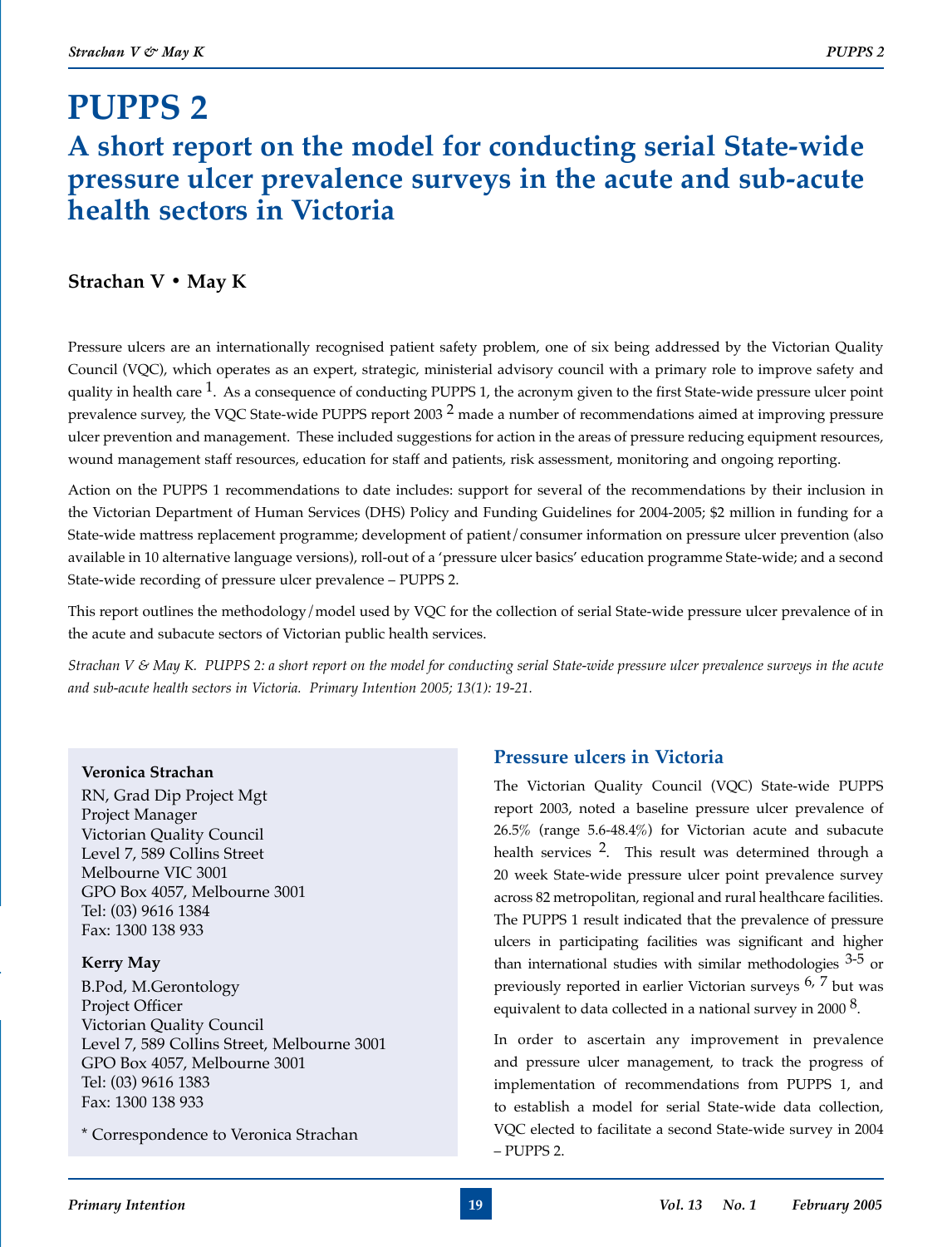# PUPPS 2

## A short report on the model for conducting serial State-wide pressure ulcer prevalence surveys in the acute and sub-acute health sectors in Victoria

**Strachan V • May K**

Pressure ulcers are an internationally recognised patient safety problem, one of six being addressed by the Victorian Quality Council (VQC), which operates as an expert, strategic, ministerial advisory council with a primary role to improve safety and quality in health care [1]. As a consequence of conducting PUPPS 1, the acronym given to the first State-wide pressure ulcer point prevalence survey, the VQC State-wide PUPPS report 2003 [2] made a number of recommendations aimed at improving pressure ulcer prevention and management. These included suggestions for action in the areas of pressure reducing equipment resources, wound management staff resources, education for staff and patients, risk assessment, monitoring and ongoing reporting.

Action on the PUPPS 1 recommendations to date includes: support for several of the recommendations by their inclusion in the Victorian Department of Human Services (DHS) Policy and Funding Guidelines for 2004-2005; $2 million in funding for a State-wide mattress replacement programme; development of patient/consumer information on pressure ulcer prevention (also available in 10 alternative language versions), roll-out of a 'pressure ulcer basics' education programme State-wide; and a second State-wide recording of pressure ulcer prevalence – PUPPS 2.

This report outlines the methodology/model used by VQC for the collection of serial State-wide pressure ulcer prevalence of in the acute and subacute sectors of Victorian public health services.

*Strachan V & May K. PUPPS 2: a short report on the model for conducting serial State-wide pressure ulcer prevalence surveys in the acute and sub-acute health sectors in Victoria. Primary Intention 2005; 13(1): 19-21.*

**Veronica Strachan**
RN, Grad Dip Project Mgt
Project Manager
Victorian Quality Council
Level 7, 589 Collins Street
Melbourne VIC 3001
GPO Box 4057, Melbourne 3001
Tel: (03) 9616 1384
Fax: 1300 138 933

**Kerry May**
B.Pod, M.Gerontology
Project Officer
Victorian Quality Council
Level 7, 589 Collins Street, Melbourne 3001
GPO Box 4057, Melbourne 3001
Tel: (03) 9616 1383
Fax: 1300 138 933

* Correspondence to Veronica Strachan

### Pressure ulcers in Victoria

The Victorian Quality Council (VQC) State-wide PUPPS report 2003, noted a baseline pressure ulcer prevalence of 26.5% (range 5.6-48.4%) for Victorian acute and subacute health services [2]. This result was determined through a 20 week State-wide pressure ulcer point prevalence survey across 82 metropolitan, regional and rural healthcare facilities. The PUPPS 1 result indicated that the prevalence of pressure ulcers in participating facilities was significant and higher than international studies with similar methodologies [3-5] or previously reported in earlier Victorian surveys [6, 7] but was equivalent to data collected in a national survey in 2000 [8].

In order to ascertain any improvement in prevalence and pressure ulcer management, to track the progress of implementation of recommendations from PUPPS 1, and to establish a model for serial State-wide data collection, VQC elected to facilitate a second State-wide survey in 2004 – PUPPS 2.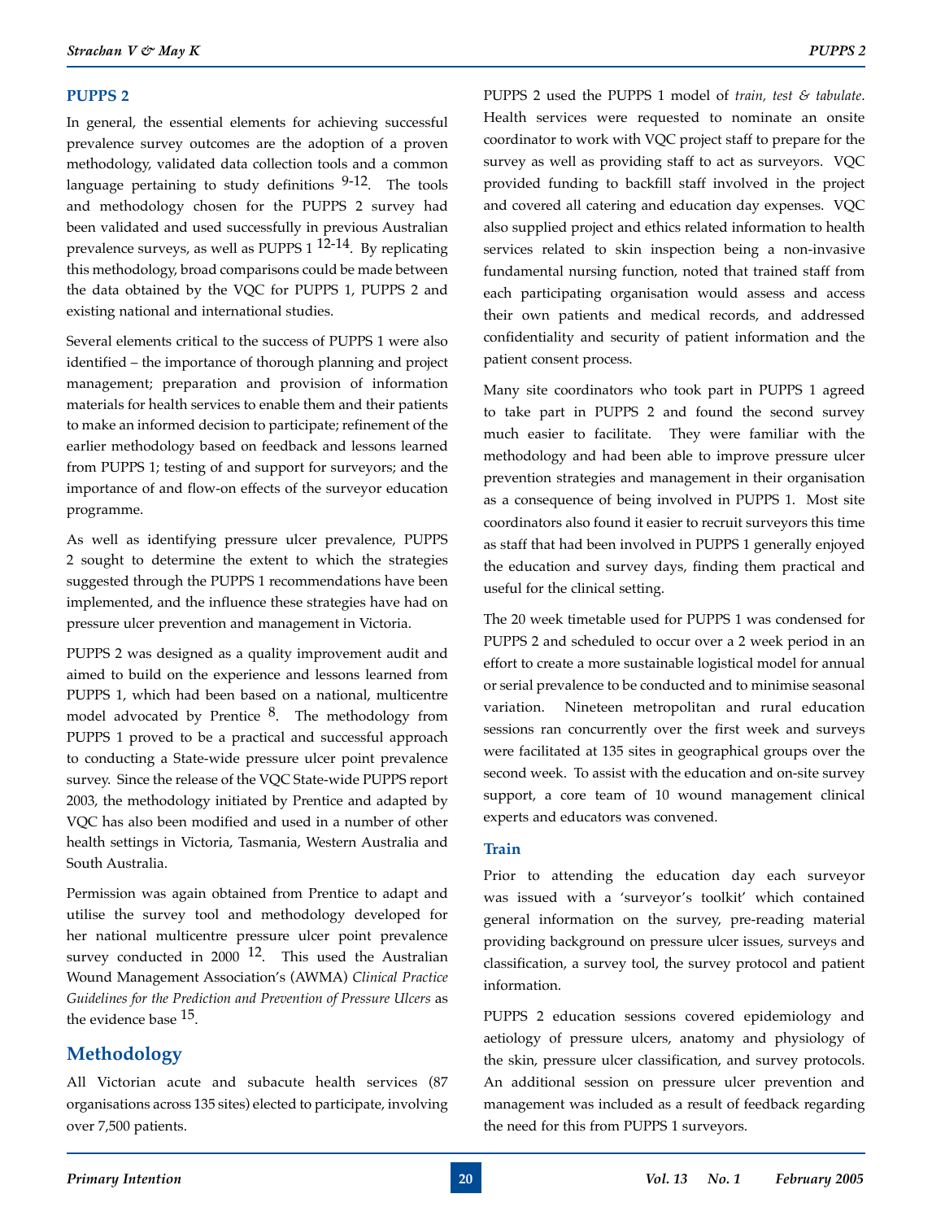## PUPPS 2

In general, the essential elements for achieving successful prevalence survey outcomes are the adoption of a proven methodology, validated data collection tools and a common language pertaining to study definitions [9-12]. The tools and methodology chosen for the PUPPS 2 survey had been validated and used successfully in previous Australian prevalence surveys, as well as PUPPS 1 [12-14]. By replicating this methodology, broad comparisons could be made between the data obtained by the VQC for PUPPS 1, PUPPS 2 and existing national and international studies.

Several elements critical to the success of PUPPS 1 were also identified – the importance of thorough planning and project management; preparation and provision of information materials for health services to enable them and their patients to make an informed decision to participate; refinement of the earlier methodology based on feedback and lessons learned from PUPPS 1; testing of and support for surveyors; and the importance of and flow-on effects of the surveyor education programme.

As well as identifying pressure ulcer prevalence, PUPPS 2 sought to determine the extent to which the strategies suggested through the PUPPS 1 recommendations have been implemented, and the influence these strategies have had on pressure ulcer prevention and management in Victoria.

PUPPS 2 was designed as a quality improvement audit and aimed to build on the experience and lessons learned from PUPPS 1, which had been based on a national, multicentre model advocated by Prentice [8]. The methodology from PUPPS 1 proved to be a practical and successful approach to conducting a State-wide pressure ulcer point prevalence survey. Since the release of the VQC State-wide PUPPS report 2003, the methodology initiated by Prentice and adapted by VQC has also been modified and used in a number of other health settings in Victoria, Tasmania, Western Australia and South Australia.

Permission was again obtained from Prentice to adapt and utilise the survey tool and methodology developed for her national multicentre pressure ulcer point prevalence survey conducted in 2000 [12]. This used the Australian Wound Management Association's (AWMA) *Clinical Practice Guidelines for the Prediction and Prevention of Pressure Ulcers* as the evidence base [15].

## Methodology

All Victorian acute and subacute health services (87 organisations across 135 sites) elected to participate, involving over 7,500 patients.

PUPPS 2 used the PUPPS 1 model of *train, test & tabulate*. Health services were requested to nominate an onsite coordinator to work with VQC project staff to prepare for the survey as well as providing staff to act as surveyors. VQC provided funding to backfill staff involved in the project and covered all catering and education day expenses. VQC also supplied project and ethics related information to health services related to skin inspection being a non-invasive fundamental nursing function, noted that trained staff from each participating organisation would assess and access their own patients and medical records, and addressed confidentiality and security of patient information and the patient consent process.

Many site coordinators who took part in PUPPS 1 agreed to take part in PUPPS 2 and found the second survey much easier to facilitate. They were familiar with the methodology and had been able to improve pressure ulcer prevention strategies and management in their organisation as a consequence of being involved in PUPPS 1. Most site coordinators also found it easier to recruit surveyors this time as staff that had been involved in PUPPS 1 generally enjoyed the education and survey days, finding them practical and useful for the clinical setting.

The 20 week timetable used for PUPPS 1 was condensed for PUPPS 2 and scheduled to occur over a 2 week period in an effort to create a more sustainable logistical model for annual or serial prevalence to be conducted and to minimise seasonal variation. Nineteen metropolitan and rural education sessions ran concurrently over the first week and surveys were facilitated at 135 sites in geographical groups over the second week. To assist with the education and on-site survey support, a core team of 10 wound management clinical experts and educators was convened.

### Train

Prior to attending the education day each surveyor was issued with a 'surveyor's toolkit' which contained general information on the survey, pre-reading material providing background on pressure ulcer issues, surveys and classification, a survey tool, the survey protocol and patient information.

PUPPS 2 education sessions covered epidemiology and aetiology of pressure ulcers, anatomy and physiology of the skin, pressure ulcer classification, and survey protocols. An additional session on pressure ulcer prevention and management was included as a result of feedback regarding the need for this from PUPPS 1 surveyors.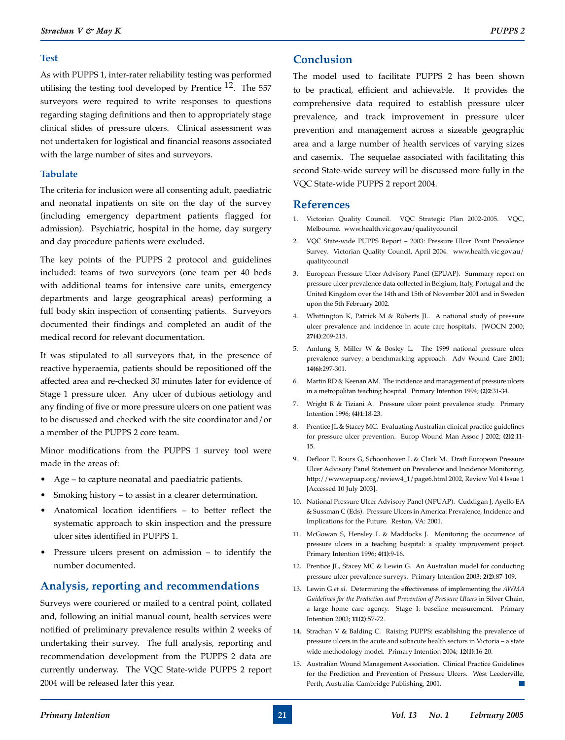### Test

As with PUPPS 1, inter-rater reliability testing was performed utilising the testing tool developed by Prentice [12]. The 557 surveyors were required to write responses to questions regarding staging definitions and then to appropriately stage clinical slides of pressure ulcers. Clinical assessment was not undertaken for logistical and financial reasons associated with the large number of sites and surveyors.

### Tabulate

The criteria for inclusion were all consenting adult, paediatric and neonatal inpatients on site on the day of the survey (including emergency department patients flagged for admission). Psychiatric, hospital in the home, day surgery and day procedure patients were excluded.

The key points of the PUPPS 2 protocol and guidelines included: teams of two surveyors (one team per 40 beds with additional teams for intensive care units, emergency departments and large geographical areas) performing a full body skin inspection of consenting patients. Surveyors documented their findings and completed an audit of the medical record for relevant documentation.

It was stipulated to all surveyors that, in the presence of reactive hyperaemia, patients should be repositioned off the affected area and re-checked 30 minutes later for evidence of Stage 1 pressure ulcer. Any ulcer of dubious aetiology and any finding of five or more pressure ulcers on one patient was to be discussed and checked with the site coordinator and/or a member of the PUPPS 2 core team.

Minor modifications from the PUPPS 1 survey tool were made in the areas of:

- Age – to capture neonatal and paediatric patients.
- Smoking history – to assist in a clearer determination.
- Anatomical location identifiers – to better reflect the systematic approach to skin inspection and the pressure ulcer sites identified in PUPPS 1.
- Pressure ulcers present on admission – to identify the number documented.

## Analysis, reporting and recommendations

Surveys were couriered or mailed to a central point, collated and, following an initial manual count, health services were notified of preliminary prevalence results within 2 weeks of undertaking their survey. The full analysis, reporting and recommendation development from the PUPPS 2 data are currently underway. The VQC State-wide PUPPS 2 report 2004 will be released later this year.

## Conclusion

The model used to facilitate PUPPS 2 has been shown to be practical, efficient and achievable. It provides the comprehensive data required to establish pressure ulcer prevalence, and track improvement in pressure ulcer prevention and management across a sizeable geographic area and a large number of health services of varying sizes and casemix. The sequelae associated with facilitating this second State-wide survey will be discussed more fully in the VQC State-wide PUPPS 2 report 2004.

## References

1. Victorian Quality Council. VQC Strategic Plan 2002-2005. VQC, Melbourne. www.health.vic.gov.au/qualitycouncil
2. VQC State-wide PUPPS Report – 2003: Pressure Ulcer Point Prevalence Survey. Victorian Quality Council, April 2004. www.health.vic.gov.au/qualitycouncil
3. European Pressure Ulcer Advisory Panel (EPUAP). Summary report on pressure ulcer prevalence data collected in Belgium, Italy, Portugal and the United Kingdom over the 14th and 15th of November 2001 and in Sweden upon the 5th February 2002.
4. Whittington K, Patrick M & Roberts JL. A national study of pressure ulcer prevalence and incidence in acute care hospitals. JWOCN 2000; **27(4)**:209-215.
5. Amlung S, Miller W & Bosley L. The 1999 national pressure ulcer prevalence survey: a benchmarking approach. Adv Wound Care 2001; **14(6)**:297-301.
6. Martin RD & Keenan AM. The incidence and management of pressure ulcers in a metropolitan teaching hospital. Primary Intention 1994; **(2)2**:31-34.
7. Wright R & Tiziani A. Pressure ulcer point prevalence study. Primary Intention 1996; **(4)1**:18-23.
8. Prentice JL & Stacey MC. Evaluating Australian clinical practice guidelines for pressure ulcer prevention. Europ Wound Man Assoc J 2002; **(2)2**:11-15.
9. Defloor T, Bours G, Schoonhoven L & Clark M. Draft European Pressure Ulcer Advisory Panel Statement on Prevalence and Incidence Monitoring. http://www.epuap.org/review4_1/page6.html 2002, Review Vol 4 Issue 1 [Accessed 10 July 2003].
10. National Pressure Ulcer Advisory Panel (NPUAP). Cuddigan J, Ayello EA & Sussman C (Eds). Pressure Ulcers in America: Prevalence, Incidence and Implications for the Future. Reston, VA: 2001.
11. McGowan S, Hensley L & Maddocks J. Monitoring the occurrence of pressure ulcers in a teaching hospital: a quality improvement project. Primary Intention 1996; **4(1)**:9-16.
12. Prentice JL, Stacey MC & Lewin G. An Australian model for conducting pressure ulcer prevalence surveys. Primary Intention 2003; **2(2)**:87-109.
13. Lewin G *et al.* Determining the effectiveness of implementing the *AWMA Guidelines for the Prediction and Prevention of Pressure Ulcers* in Silver Chain, a large home care agency. Stage 1: baseline measurement. Primary Intention 2003; **11(2)**:57-72.
14. Strachan V & Balding C. Raising PUPPS: establishing the prevalence of pressure ulcers in the acute and subacute health sectors in Victoria – a state wide methodology model. Primary Intention 2004; **12(1)**:16-20.
15. Australian Wound Management Association. Clinical Practice Guidelines for the Prediction and Prevention of Pressure Ulcers. West Leederville, Perth, Australia: Cambridge Publishing, 2001.